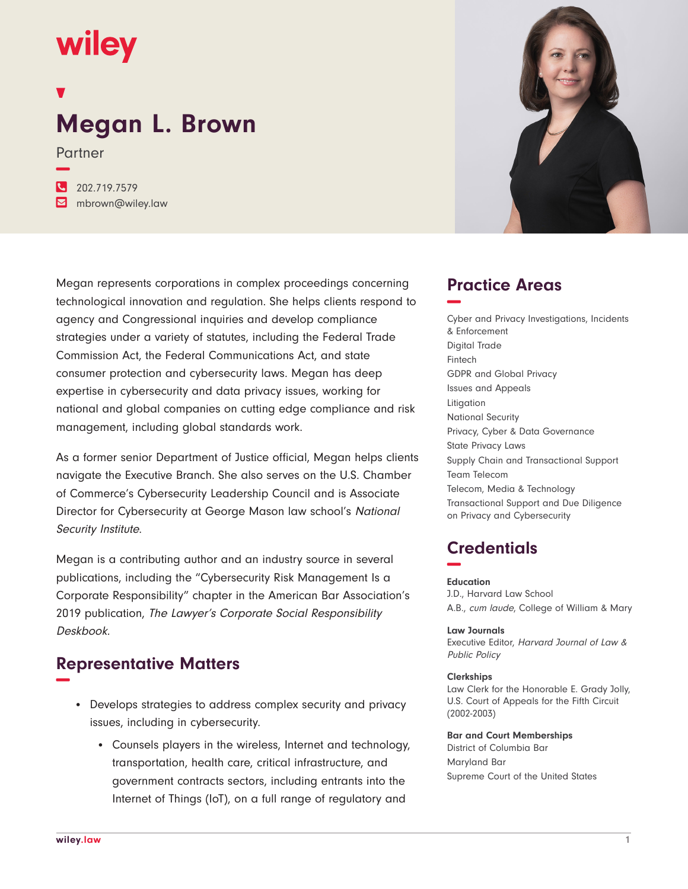wiley

# Megan L. Brown

Partner

202.719.7579
mbrown@wiley.law

Megan represents corporations in complex proceedings concerning technological innovation and regulation. She helps clients respond to agency and Congressional inquiries and develop compliance strategies under a variety of statutes, including the Federal Trade Commission Act, the Federal Communications Act, and state consumer protection and cybersecurity laws. Megan has deep expertise in cybersecurity and data privacy issues, working for national and global companies on cutting edge compliance and risk management, including global standards work.

As a former senior Department of Justice official, Megan helps clients navigate the Executive Branch. She also serves on the U.S. Chamber of Commerce's Cybersecurity Leadership Council and is Associate Director for Cybersecurity at George Mason law school's *National Security Institute*.

Megan is a contributing author and an industry source in several publications, including the "Cybersecurity Risk Management Is a Corporate Responsibility" chapter in the American Bar Association's 2019 publication, *The Lawyer's Corporate Social Responsibility Deskbook*.

## Representative Matters

- Develops strategies to address complex security and privacy issues, including in cybersecurity.
  - Counsels players in the wireless, Internet and technology, transportation, health care, critical infrastructure, and government contracts sectors, including entrants into the Internet of Things (IoT), on a full range of regulatory and

## Practice Areas

Cyber and Privacy Investigations, Incidents & Enforcement
Digital Trade
Fintech
GDPR and Global Privacy
Issues and Appeals
Litigation
National Security
Privacy, Cyber & Data Governance
State Privacy Laws
Supply Chain and Transactional Support
Team Telecom
Telecom, Media & Technology
Transactional Support and Due Diligence on Privacy and Cybersecurity

## Credentials

**Education**
J.D., Harvard Law School
A.B., *cum laude*, College of William & Mary

**Law Journals**
Executive Editor, *Harvard Journal of Law & Public Policy*

**Clerkships**
Law Clerk for the Honorable E. Grady Jolly, U.S. Court of Appeals for the Fifth Circuit (2002-2003)

**Bar and Court Memberships**
District of Columbia Bar
Maryland Bar
Supreme Court of the United States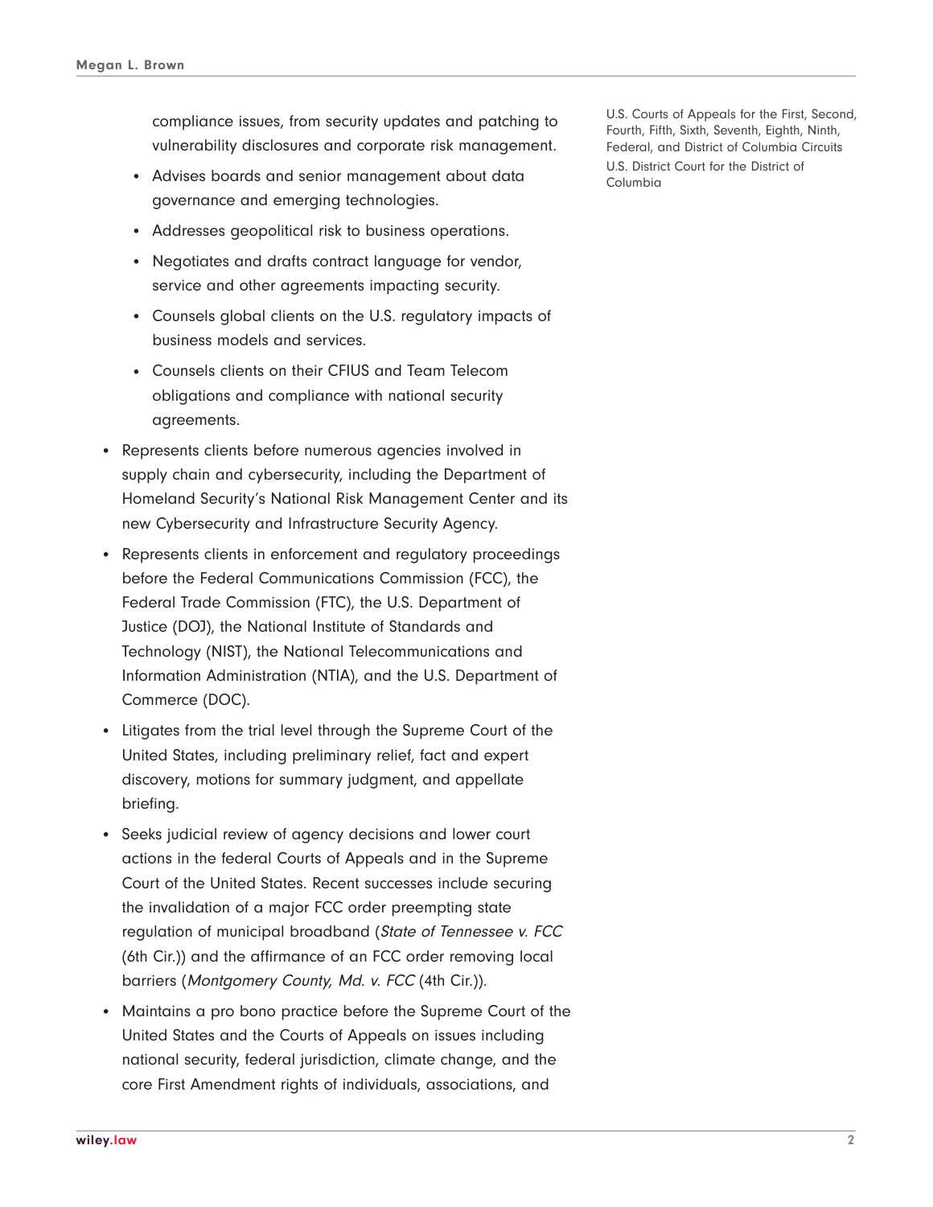compliance issues, from security updates and patching to vulnerability disclosures and corporate risk management.

  - Advises boards and senior management about data governance and emerging technologies.
  - Addresses geopolitical risk to business operations.
  - Negotiates and drafts contract language for vendor, service and other agreements impacting security.
  - Counsels global clients on the U.S. regulatory impacts of business models and services.
  - Counsels clients on their CFIUS and Team Telecom obligations and compliance with national security agreements.
- Represents clients before numerous agencies involved in supply chain and cybersecurity, including the Department of Homeland Security's National Risk Management Center and its new Cybersecurity and Infrastructure Security Agency.
- Represents clients in enforcement and regulatory proceedings before the Federal Communications Commission (FCC), the Federal Trade Commission (FTC), the U.S. Department of Justice (DOJ), the National Institute of Standards and Technology (NIST), the National Telecommunications and Information Administration (NTIA), and the U.S. Department of Commerce (DOC).
- Litigates from the trial level through the Supreme Court of the United States, including preliminary relief, fact and expert discovery, motions for summary judgment, and appellate briefing.
- Seeks judicial review of agency decisions and lower court actions in the federal Courts of Appeals and in the Supreme Court of the United States. Recent successes include securing the invalidation of a major FCC order preempting state regulation of municipal broadband (*State of Tennessee v. FCC* (6th Cir.)) and the affirmance of an FCC order removing local barriers (*Montgomery County, Md. v. FCC* (4th Cir.)).
- Maintains a pro bono practice before the Supreme Court of the United States and the Courts of Appeals on issues including national security, federal jurisdiction, climate change, and the core First Amendment rights of individuals, associations, and

U.S. Courts of Appeals for the First, Second, Fourth, Fifth, Sixth, Seventh, Eighth, Ninth, Federal, and District of Columbia Circuits

U.S. District Court for the District of Columbia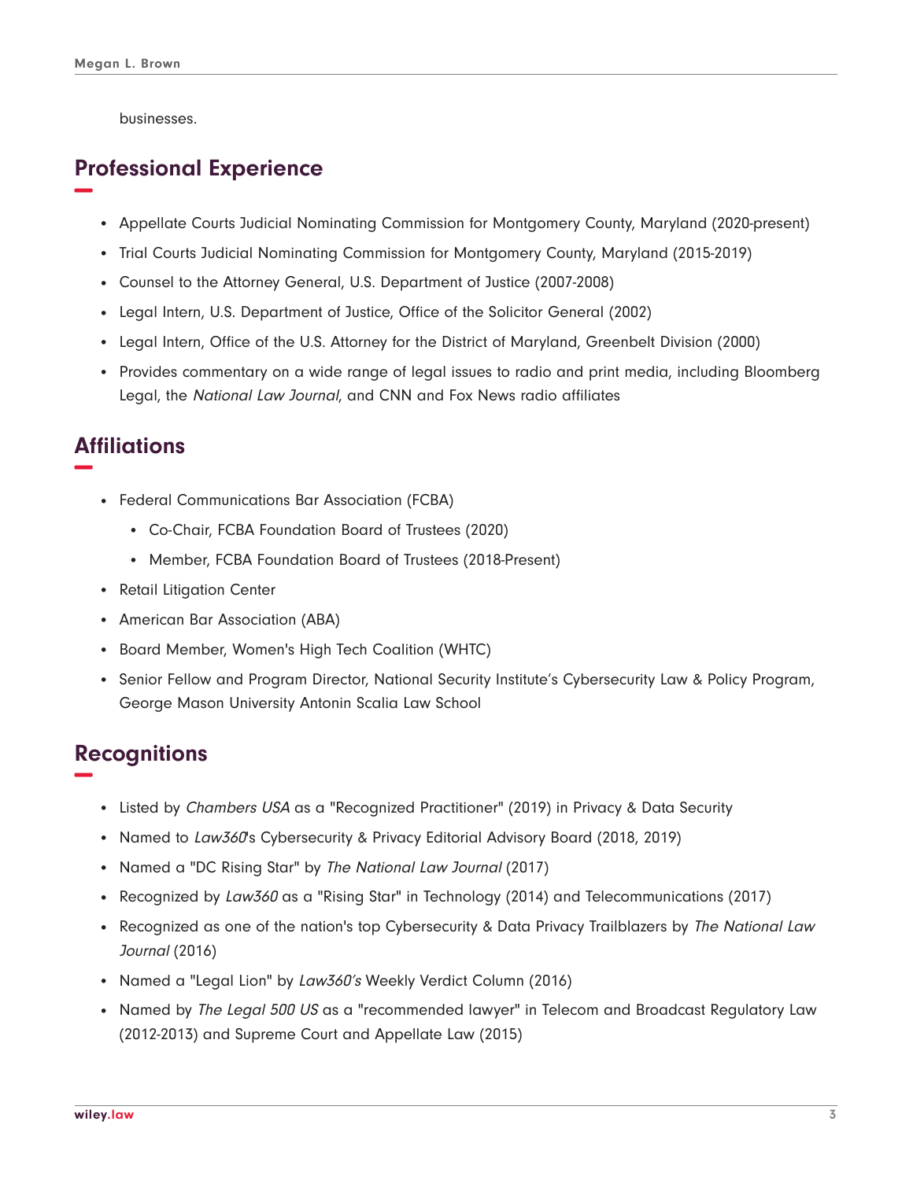businesses.

## Professional Experience

- Appellate Courts Judicial Nominating Commission for Montgomery County, Maryland (2020-present)
- Trial Courts Judicial Nominating Commission for Montgomery County, Maryland (2015-2019)
- Counsel to the Attorney General, U.S. Department of Justice (2007-2008)
- Legal Intern, U.S. Department of Justice, Office of the Solicitor General (2002)
- Legal Intern, Office of the U.S. Attorney for the District of Maryland, Greenbelt Division (2000)
- Provides commentary on a wide range of legal issues to radio and print media, including Bloomberg Legal, the *National Law Journal*, and CNN and Fox News radio affiliates

## Affiliations

- Federal Communications Bar Association (FCBA)
  - Co-Chair, FCBA Foundation Board of Trustees (2020)
  - Member, FCBA Foundation Board of Trustees (2018-Present)
- Retail Litigation Center
- American Bar Association (ABA)
- Board Member, Women's High Tech Coalition (WHTC)
- Senior Fellow and Program Director, National Security Institute's Cybersecurity Law & Policy Program, George Mason University Antonin Scalia Law School

## Recognitions

- Listed by *Chambers USA* as a "Recognized Practitioner" (2019) in Privacy & Data Security
- Named to *Law360*'s Cybersecurity & Privacy Editorial Advisory Board (2018, 2019)
- Named a "DC Rising Star" by *The National Law Journal* (2017)
- Recognized by *Law360* as a "Rising Star" in Technology (2014) and Telecommunications (2017)
- Recognized as one of the nation's top Cybersecurity & Data Privacy Trailblazers by *The National Law Journal* (2016)
- Named a "Legal Lion" by *Law360's* Weekly Verdict Column (2016)
- Named by *The Legal 500 US* as a "recommended lawyer" in Telecom and Broadcast Regulatory Law (2012-2013) and Supreme Court and Appellate Law (2015)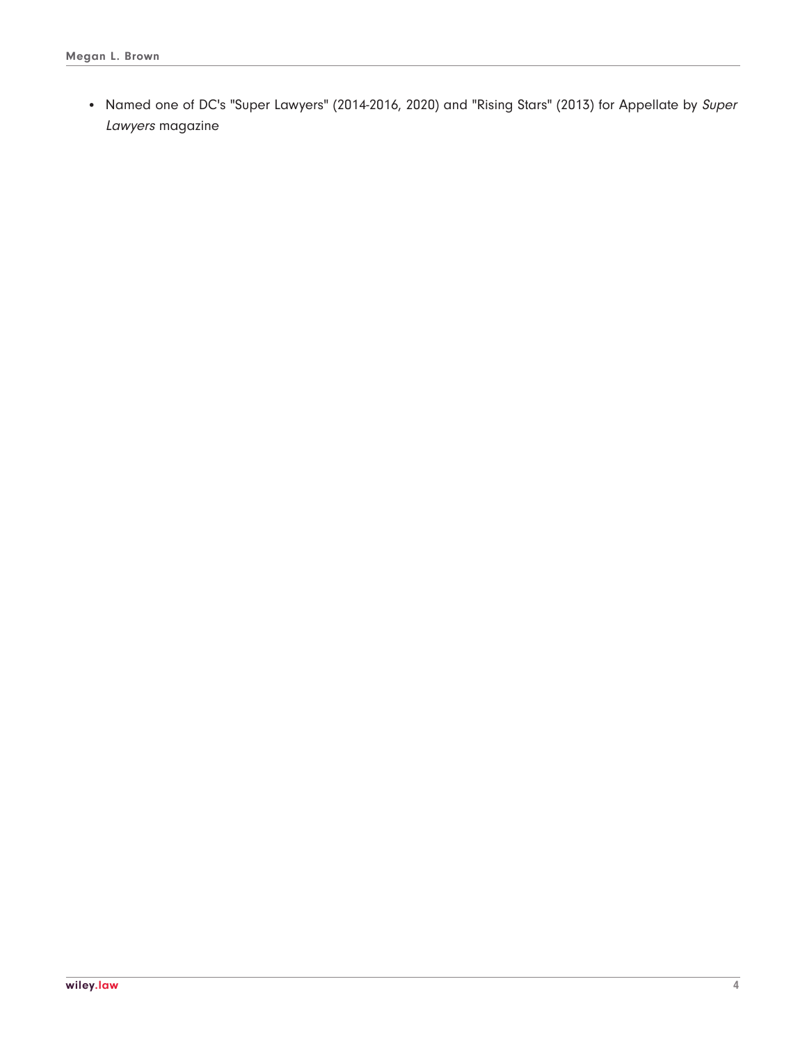- Named one of DC's "Super Lawyers" (2014-2016, 2020) and "Rising Stars" (2013) for Appellate by *Super Lawyers* magazine